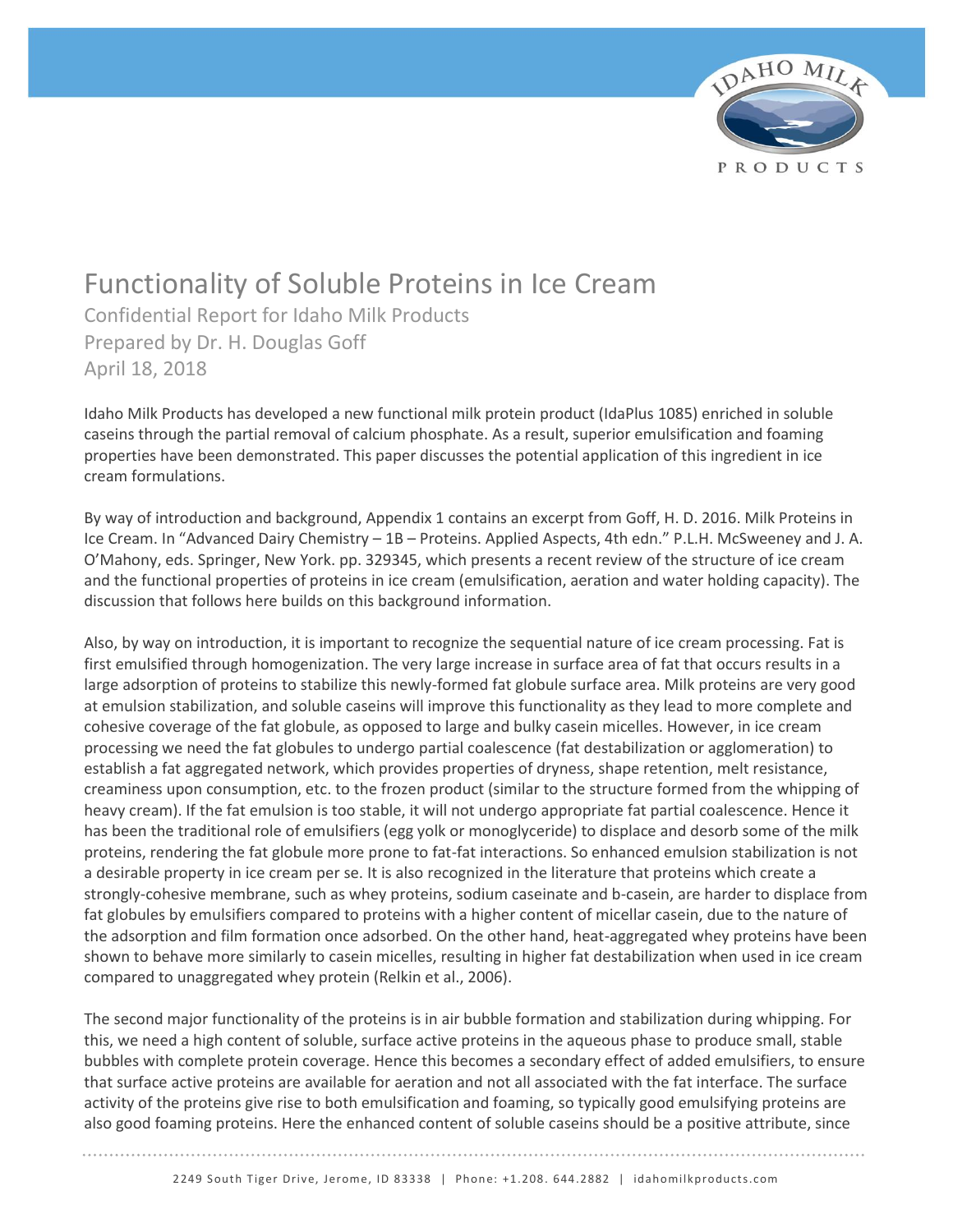# Functionality of Soluble Proteins in Ice Cream

Confidential Report for Idaho Milk Products
Prepared by Dr. H. Douglas Goff
April 18, 2018

Idaho Milk Products has developed a new functional milk protein product (IdaPlus 1085) enriched in soluble caseins through the partial removal of calcium phosphate. As a result, superior emulsification and foaming properties have been demonstrated. This paper discusses the potential application of this ingredient in ice cream formulations.

By way of introduction and background, Appendix 1 contains an excerpt from Goff, H. D. 2016. Milk Proteins in Ice Cream. In "Advanced Dairy Chemistry – 1B – Proteins. Applied Aspects, 4th edn." P.L.H. McSweeney and J. A. O'Mahony, eds. Springer, New York. pp. 329345, which presents a recent review of the structure of ice cream and the functional properties of proteins in ice cream (emulsification, aeration and water holding capacity). The discussion that follows here builds on this background information.

Also, by way on introduction, it is important to recognize the sequential nature of ice cream processing. Fat is first emulsified through homogenization. The very large increase in surface area of fat that occurs results in a large adsorption of proteins to stabilize this newly-formed fat globule surface area. Milk proteins are very good at emulsion stabilization, and soluble caseins will improve this functionality as they lead to more complete and cohesive coverage of the fat globule, as opposed to large and bulky casein micelles. However, in ice cream processing we need the fat globules to undergo partial coalescence (fat destabilization or agglomeration) to establish a fat aggregated network, which provides properties of dryness, shape retention, melt resistance, creaminess upon consumption, etc. to the frozen product (similar to the structure formed from the whipping of heavy cream). If the fat emulsion is too stable, it will not undergo appropriate fat partial coalescence. Hence it has been the traditional role of emulsifiers (egg yolk or monoglyceride) to displace and desorb some of the milk proteins, rendering the fat globule more prone to fat-fat interactions. So enhanced emulsion stabilization is not a desirable property in ice cream per se. It is also recognized in the literature that proteins which create a strongly-cohesive membrane, such as whey proteins, sodium caseinate and b-casein, are harder to displace from fat globules by emulsifiers compared to proteins with a higher content of micellar casein, due to the nature of the adsorption and film formation once adsorbed. On the other hand, heat-aggregated whey proteins have been shown to behave more similarly to casein micelles, resulting in higher fat destabilization when used in ice cream compared to unaggregated whey protein (Relkin et al., 2006).

The second major functionality of the proteins is in air bubble formation and stabilization during whipping. For this, we need a high content of soluble, surface active proteins in the aqueous phase to produce small, stable bubbles with complete protein coverage. Hence this becomes a secondary effect of added emulsifiers, to ensure that surface active proteins are available for aeration and not all associated with the fat interface. The surface activity of the proteins give rise to both emulsification and foaming, so typically good emulsifying proteins are also good foaming proteins. Here the enhanced content of soluble caseins should be a positive attribute, since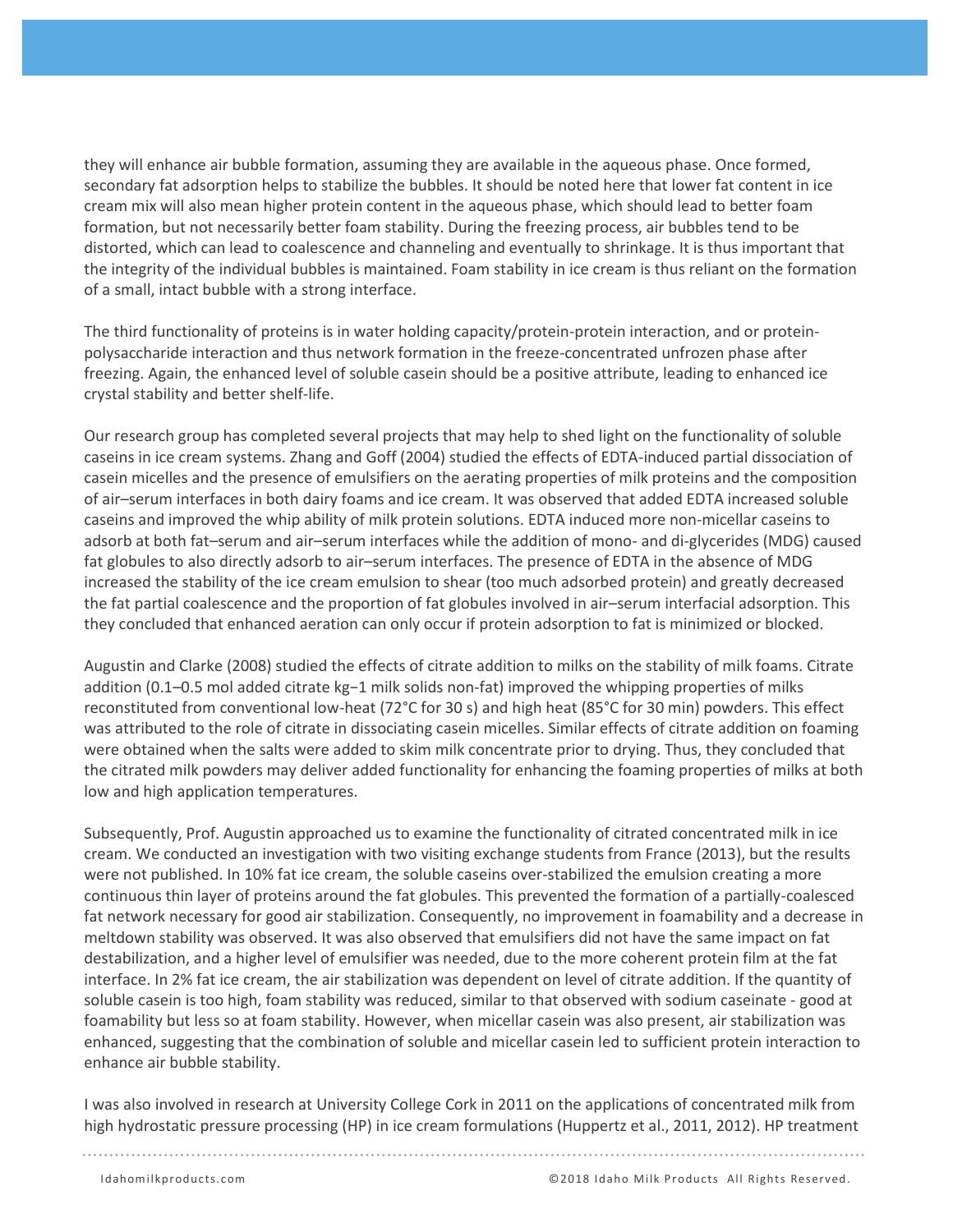they will enhance air bubble formation, assuming they are available in the aqueous phase. Once formed, secondary fat adsorption helps to stabilize the bubbles. It should be noted here that lower fat content in ice cream mix will also mean higher protein content in the aqueous phase, which should lead to better foam formation, but not necessarily better foam stability. During the freezing process, air bubbles tend to be distorted, which can lead to coalescence and channeling and eventually to shrinkage. It is thus important that the integrity of the individual bubbles is maintained. Foam stability in ice cream is thus reliant on the formation of a small, intact bubble with a strong interface.

The third functionality of proteins is in water holding capacity/protein-protein interaction, and or protein-polysaccharide interaction and thus network formation in the freeze-concentrated unfrozen phase after freezing. Again, the enhanced level of soluble casein should be a positive attribute, leading to enhanced ice crystal stability and better shelf-life.

Our research group has completed several projects that may help to shed light on the functionality of soluble caseins in ice cream systems. Zhang and Goff (2004) studied the effects of EDTA-induced partial dissociation of casein micelles and the presence of emulsifiers on the aerating properties of milk proteins and the composition of air–serum interfaces in both dairy foams and ice cream. It was observed that added EDTA increased soluble caseins and improved the whip ability of milk protein solutions. EDTA induced more non-micellar caseins to adsorb at both fat–serum and air–serum interfaces while the addition of mono- and di-glycerides (MDG) caused fat globules to also directly adsorb to air–serum interfaces. The presence of EDTA in the absence of MDG increased the stability of the ice cream emulsion to shear (too much adsorbed protein) and greatly decreased the fat partial coalescence and the proportion of fat globules involved in air–serum interfacial adsorption. This they concluded that enhanced aeration can only occur if protein adsorption to fat is minimized or blocked.

Augustin and Clarke (2008) studied the effects of citrate addition to milks on the stability of milk foams. Citrate addition (0.1–0.5 mol added citrate $kg^{-1}$ milk solids non-fat) improved the whipping properties of milks reconstituted from conventional low-heat (72°C for 30 s) and high heat (85°C for 30 min) powders. This effect was attributed to the role of citrate in dissociating casein micelles. Similar effects of citrate addition on foaming were obtained when the salts were added to skim milk concentrate prior to drying. Thus, they concluded that the citrated milk powders may deliver added functionality for enhancing the foaming properties of milks at both low and high application temperatures.

Subsequently, Prof. Augustin approached us to examine the functionality of citrated concentrated milk in ice cream. We conducted an investigation with two visiting exchange students from France (2013), but the results were not published. In 10% fat ice cream, the soluble caseins over-stabilized the emulsion creating a more continuous thin layer of proteins around the fat globules. This prevented the formation of a partially-coalesced fat network necessary for good air stabilization. Consequently, no improvement in foamability and a decrease in meltdown stability was observed. It was also observed that emulsifiers did not have the same impact on fat destabilization, and a higher level of emulsifier was needed, due to the more coherent protein film at the fat interface. In 2% fat ice cream, the air stabilization was dependent on level of citrate addition. If the quantity of soluble casein is too high, foam stability was reduced, similar to that observed with sodium caseinate - good at foamability but less so at foam stability. However, when micellar casein was also present, air stabilization was enhanced, suggesting that the combination of soluble and micellar casein led to sufficient protein interaction to enhance air bubble stability.

I was also involved in research at University College Cork in 2011 on the applications of concentrated milk from high hydrostatic pressure processing (HP) in ice cream formulations (Huppertz et al., 2011, 2012). HP treatment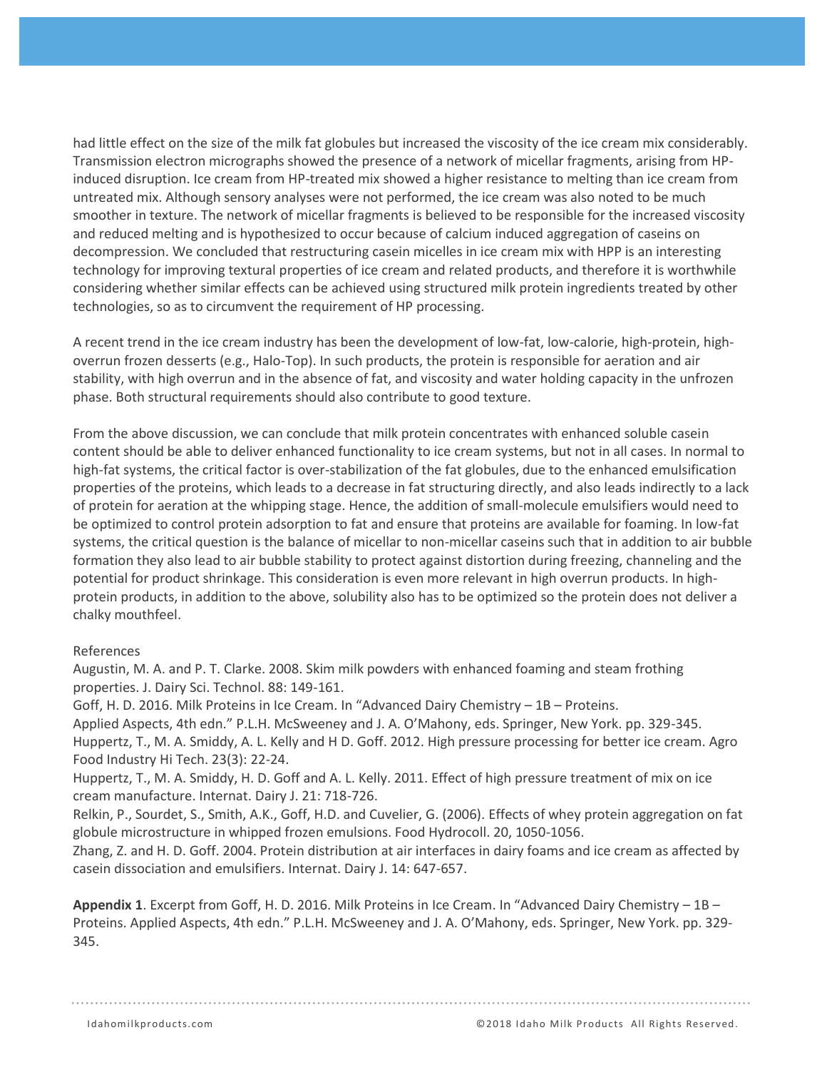had little effect on the size of the milk fat globules but increased the viscosity of the ice cream mix considerably. Transmission electron micrographs showed the presence of a network of micellar fragments, arising from HP-induced disruption. Ice cream from HP-treated mix showed a higher resistance to melting than ice cream from untreated mix. Although sensory analyses were not performed, the ice cream was also noted to be much smoother in texture. The network of micellar fragments is believed to be responsible for the increased viscosity and reduced melting and is hypothesized to occur because of calcium induced aggregation of caseins on decompression. We concluded that restructuring casein micelles in ice cream mix with HPP is an interesting technology for improving textural properties of ice cream and related products, and therefore it is worthwhile considering whether similar effects can be achieved using structured milk protein ingredients treated by other technologies, so as to circumvent the requirement of HP processing.

A recent trend in the ice cream industry has been the development of low-fat, low-calorie, high-protein, high-overrun frozen desserts (e.g., Halo-Top). In such products, the protein is responsible for aeration and air stability, with high overrun and in the absence of fat, and viscosity and water holding capacity in the unfrozen phase. Both structural requirements should also contribute to good texture.

From the above discussion, we can conclude that milk protein concentrates with enhanced soluble casein content should be able to deliver enhanced functionality to ice cream systems, but not in all cases. In normal to high-fat systems, the critical factor is over-stabilization of the fat globules, due to the enhanced emulsification properties of the proteins, which leads to a decrease in fat structuring directly, and also leads indirectly to a lack of protein for aeration at the whipping stage. Hence, the addition of small-molecule emulsifiers would need to be optimized to control protein adsorption to fat and ensure that proteins are available for foaming. In low-fat systems, the critical question is the balance of micellar to non-micellar caseins such that in addition to air bubble formation they also lead to air bubble stability to protect against distortion during freezing, channeling and the potential for product shrinkage. This consideration is even more relevant in high overrun products. In high-protein products, in addition to the above, solubility also has to be optimized so the protein does not deliver a chalky mouthfeel.

References

Augustin, M. A. and P. T. Clarke. 2008. Skim milk powders with enhanced foaming and steam frothing properties. J. Dairy Sci. Technol. 88: 149-161.

Goff, H. D. 2016. Milk Proteins in Ice Cream. In "Advanced Dairy Chemistry – 1B – Proteins. Applied Aspects, 4th edn." P.L.H. McSweeney and J. A. O'Mahony, eds. Springer, New York. pp. 329-345.

Huppertz, T., M. A. Smiddy, A. L. Kelly and H D. Goff. 2012. High pressure processing for better ice cream. Agro Food Industry Hi Tech. 23(3): 22-24.

Huppertz, T., M. A. Smiddy, H. D. Goff and A. L. Kelly. 2011. Effect of high pressure treatment of mix on ice cream manufacture. Internat. Dairy J. 21: 718-726.

Relkin, P., Sourdet, S., Smith, A.K., Goff, H.D. and Cuvelier, G. (2006). Effects of whey protein aggregation on fat globule microstructure in whipped frozen emulsions. Food Hydrocoll. 20, 1050-1056.

Zhang, Z. and H. D. Goff. 2004. Protein distribution at air interfaces in dairy foams and ice cream as affected by casein dissociation and emulsifiers. Internat. Dairy J. 14: 647-657.

**Appendix 1**. Excerpt from Goff, H. D. 2016. Milk Proteins in Ice Cream. In "Advanced Dairy Chemistry – 1B – Proteins. Applied Aspects, 4th edn." P.L.H. McSweeney and J. A. O'Mahony, eds. Springer, New York. pp. 329-345.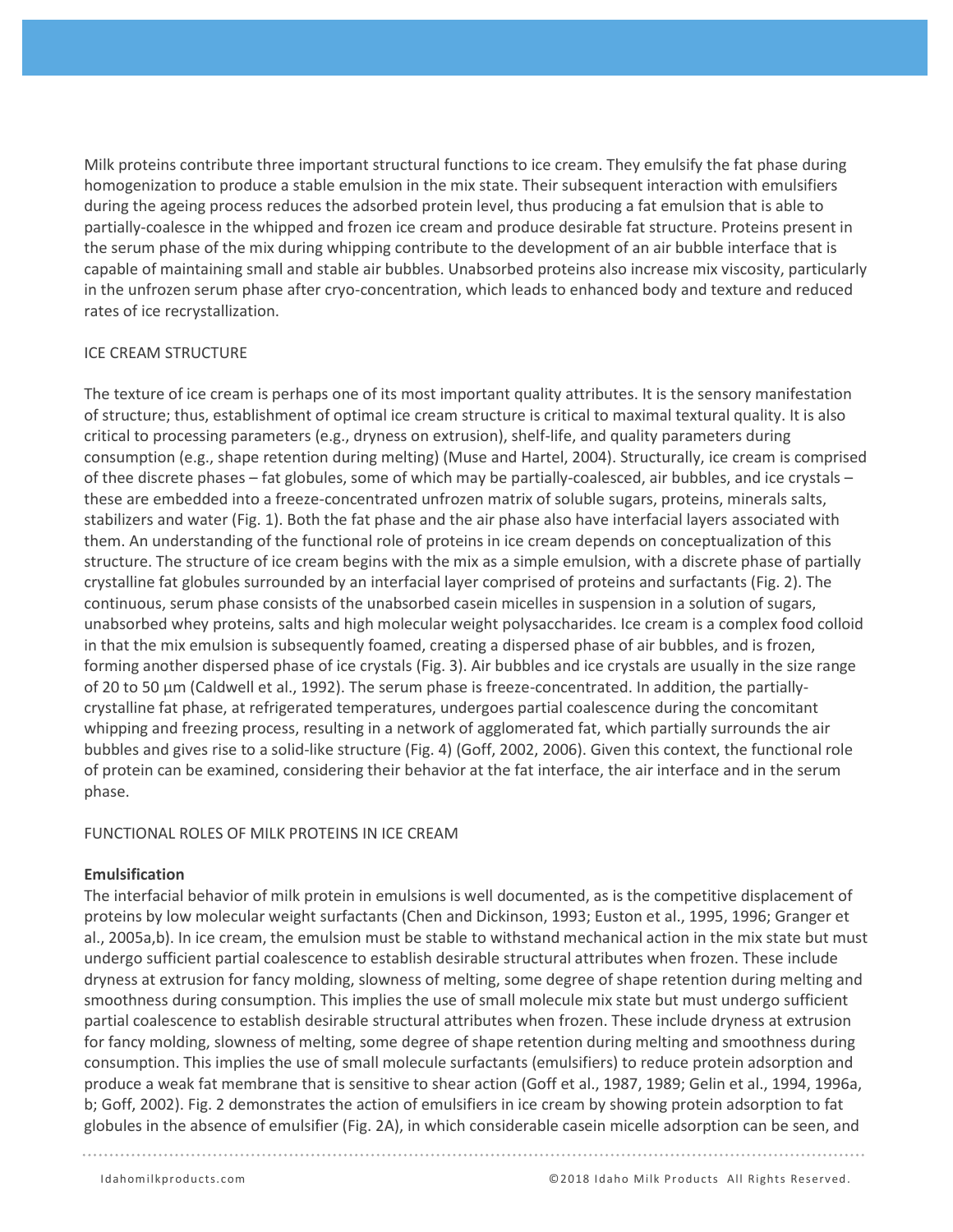Milk proteins contribute three important structural functions to ice cream. They emulsify the fat phase during homogenization to produce a stable emulsion in the mix state. Their subsequent interaction with emulsifiers during the ageing process reduces the adsorbed protein level, thus producing a fat emulsion that is able to partially-coalesce in the whipped and frozen ice cream and produce desirable fat structure. Proteins present in the serum phase of the mix during whipping contribute to the development of an air bubble interface that is capable of maintaining small and stable air bubbles. Unabsorbed proteins also increase mix viscosity, particularly in the unfrozen serum phase after cryo-concentration, which leads to enhanced body and texture and reduced rates of ice recrystallization.

## ICE CREAM STRUCTURE

The texture of ice cream is perhaps one of its most important quality attributes. It is the sensory manifestation of structure; thus, establishment of optimal ice cream structure is critical to maximal textural quality. It is also critical to processing parameters (e.g., dryness on extrusion), shelf-life, and quality parameters during consumption (e.g., shape retention during melting) (Muse and Hartel, 2004). Structurally, ice cream is comprised of thee discrete phases – fat globules, some of which may be partially-coalesced, air bubbles, and ice crystals – these are embedded into a freeze-concentrated unfrozen matrix of soluble sugars, proteins, minerals salts, stabilizers and water (Fig. 1). Both the fat phase and the air phase also have interfacial layers associated with them. An understanding of the functional role of proteins in ice cream depends on conceptualization of this structure. The structure of ice cream begins with the mix as a simple emulsion, with a discrete phase of partially crystalline fat globules surrounded by an interfacial layer comprised of proteins and surfactants (Fig. 2). The continuous, serum phase consists of the unabsorbed casein micelles in suspension in a solution of sugars, unabsorbed whey proteins, salts and high molecular weight polysaccharides. Ice cream is a complex food colloid in that the mix emulsion is subsequently foamed, creating a dispersed phase of air bubbles, and is frozen, forming another dispersed phase of ice crystals (Fig. 3). Air bubbles and ice crystals are usually in the size range of 20 to 50 µm (Caldwell et al., 1992). The serum phase is freeze-concentrated. In addition, the partially-crystalline fat phase, at refrigerated temperatures, undergoes partial coalescence during the concomitant whipping and freezing process, resulting in a network of agglomerated fat, which partially surrounds the air bubbles and gives rise to a solid-like structure (Fig. 4) (Goff, 2002, 2006). Given this context, the functional role of protein can be examined, considering their behavior at the fat interface, the air interface and in the serum phase.

## FUNCTIONAL ROLES OF MILK PROTEINS IN ICE CREAM

### Emulsification

The interfacial behavior of milk protein in emulsions is well documented, as is the competitive displacement of proteins by low molecular weight surfactants (Chen and Dickinson, 1993; Euston et al., 1995, 1996; Granger et al., 2005a,b). In ice cream, the emulsion must be stable to withstand mechanical action in the mix state but must undergo sufficient partial coalescence to establish desirable structural attributes when frozen. These include dryness at extrusion for fancy molding, slowness of melting, some degree of shape retention during melting and smoothness during consumption. This implies the use of small molecule mix state but must undergo sufficient partial coalescence to establish desirable structural attributes when frozen. These include dryness at extrusion for fancy molding, slowness of melting, some degree of shape retention during melting and smoothness during consumption. This implies the use of small molecule surfactants (emulsifiers) to reduce protein adsorption and produce a weak fat membrane that is sensitive to shear action (Goff et al., 1987, 1989; Gelin et al., 1994, 1996a, b; Goff, 2002). Fig. 2 demonstrates the action of emulsifiers in ice cream by showing protein adsorption to fat globules in the absence of emulsifier (Fig. 2A), in which considerable casein micelle adsorption can be seen, and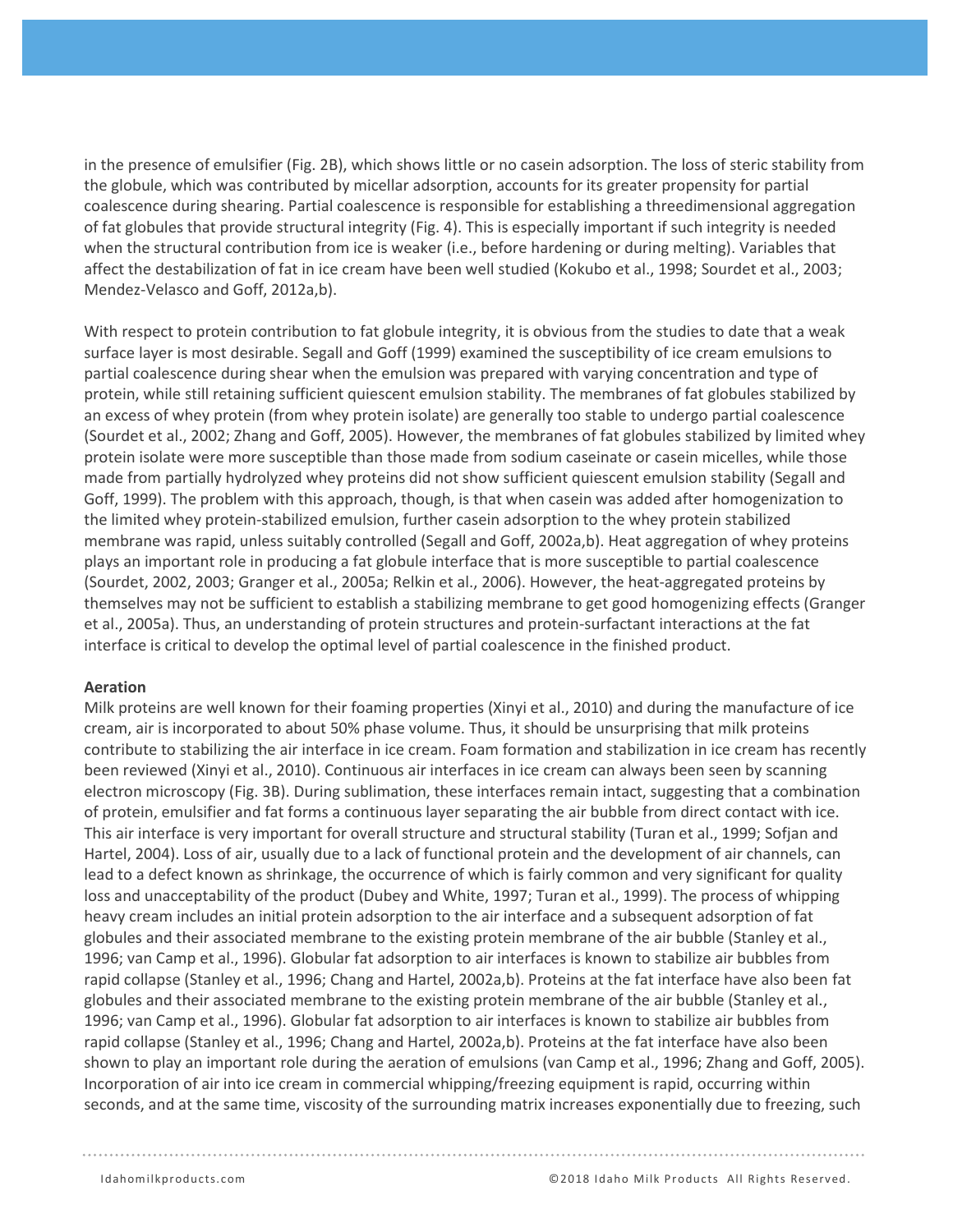in the presence of emulsifier (Fig. 2B), which shows little or no casein adsorption. The loss of steric stability from the globule, which was contributed by micellar adsorption, accounts for its greater propensity for partial coalescence during shearing. Partial coalescence is responsible for establishing a threedimensional aggregation of fat globules that provide structural integrity (Fig. 4). This is especially important if such integrity is needed when the structural contribution from ice is weaker (i.e., before hardening or during melting). Variables that affect the destabilization of fat in ice cream have been well studied (Kokubo et al., 1998; Sourdet et al., 2003; Mendez-Velasco and Goff, 2012a,b).

With respect to protein contribution to fat globule integrity, it is obvious from the studies to date that a weak surface layer is most desirable. Segall and Goff (1999) examined the susceptibility of ice cream emulsions to partial coalescence during shear when the emulsion was prepared with varying concentration and type of protein, while still retaining sufficient quiescent emulsion stability. The membranes of fat globules stabilized by an excess of whey protein (from whey protein isolate) are generally too stable to undergo partial coalescence (Sourdet et al., 2002; Zhang and Goff, 2005). However, the membranes of fat globules stabilized by limited whey protein isolate were more susceptible than those made from sodium caseinate or casein micelles, while those made from partially hydrolyzed whey proteins did not show sufficient quiescent emulsion stability (Segall and Goff, 1999). The problem with this approach, though, is that when casein was added after homogenization to the limited whey protein-stabilized emulsion, further casein adsorption to the whey protein stabilized membrane was rapid, unless suitably controlled (Segall and Goff, 2002a,b). Heat aggregation of whey proteins plays an important role in producing a fat globule interface that is more susceptible to partial coalescence (Sourdet, 2002, 2003; Granger et al., 2005a; Relkin et al., 2006). However, the heat-aggregated proteins by themselves may not be sufficient to establish a stabilizing membrane to get good homogenizing effects (Granger et al., 2005a). Thus, an understanding of protein structures and protein-surfactant interactions at the fat interface is critical to develop the optimal level of partial coalescence in the finished product.

**Aeration**

Milk proteins are well known for their foaming properties (Xinyi et al., 2010) and during the manufacture of ice cream, air is incorporated to about 50% phase volume. Thus, it should be unsurprising that milk proteins contribute to stabilizing the air interface in ice cream. Foam formation and stabilization in ice cream has recently been reviewed (Xinyi et al., 2010). Continuous air interfaces in ice cream can always been seen by scanning electron microscopy (Fig. 3B). During sublimation, these interfaces remain intact, suggesting that a combination of protein, emulsifier and fat forms a continuous layer separating the air bubble from direct contact with ice. This air interface is very important for overall structure and structural stability (Turan et al., 1999; Sofjan and Hartel, 2004). Loss of air, usually due to a lack of functional protein and the development of air channels, can lead to a defect known as shrinkage, the occurrence of which is fairly common and very significant for quality loss and unacceptability of the product (Dubey and White, 1997; Turan et al., 1999). The process of whipping heavy cream includes an initial protein adsorption to the air interface and a subsequent adsorption of fat globules and their associated membrane to the existing protein membrane of the air bubble (Stanley et al., 1996; van Camp et al., 1996). Globular fat adsorption to air interfaces is known to stabilize air bubbles from rapid collapse (Stanley et al., 1996; Chang and Hartel, 2002a,b). Proteins at the fat interface have also been fat globules and their associated membrane to the existing protein membrane of the air bubble (Stanley et al., 1996; van Camp et al., 1996). Globular fat adsorption to air interfaces is known to stabilize air bubbles from rapid collapse (Stanley et al., 1996; Chang and Hartel, 2002a,b). Proteins at the fat interface have also been shown to play an important role during the aeration of emulsions (van Camp et al., 1996; Zhang and Goff, 2005). Incorporation of air into ice cream in commercial whipping/freezing equipment is rapid, occurring within seconds, and at the same time, viscosity of the surrounding matrix increases exponentially due to freezing, such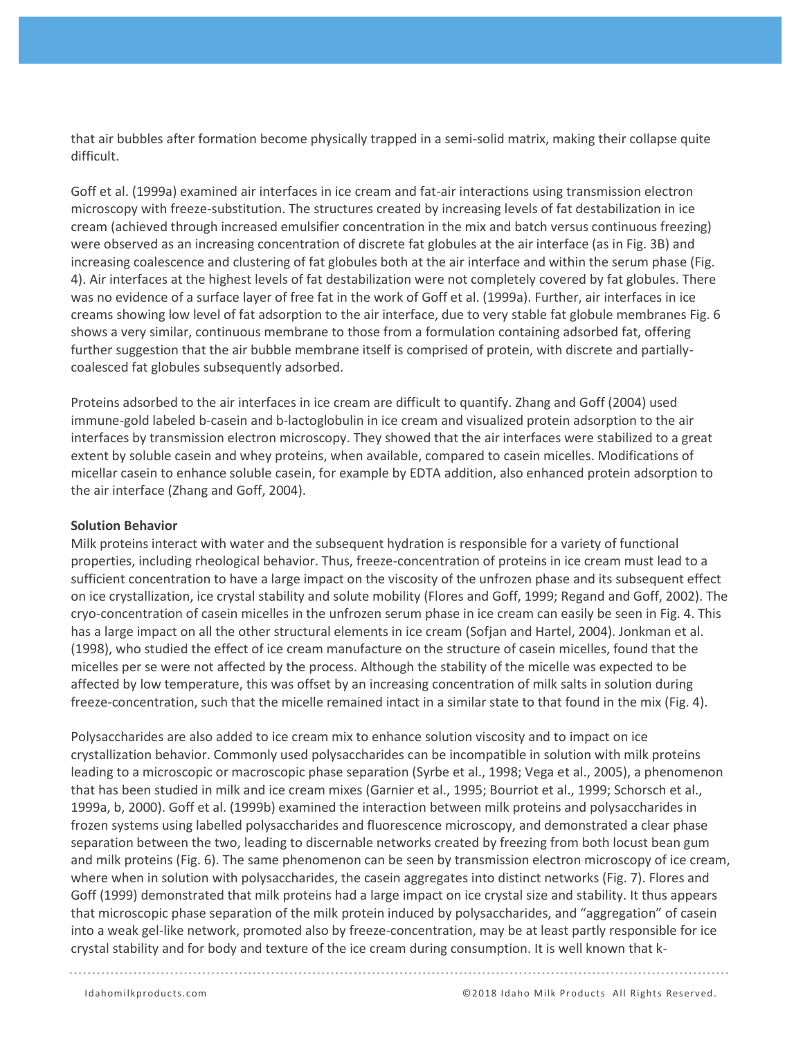that air bubbles after formation become physically trapped in a semi-solid matrix, making their collapse quite difficult.

Goff et al. (1999a) examined air interfaces in ice cream and fat-air interactions using transmission electron microscopy with freeze-substitution. The structures created by increasing levels of fat destabilization in ice cream (achieved through increased emulsifier concentration in the mix and batch versus continuous freezing) were observed as an increasing concentration of discrete fat globules at the air interface (as in Fig. 3B) and increasing coalescence and clustering of fat globules both at the air interface and within the serum phase (Fig. 4). Air interfaces at the highest levels of fat destabilization were not completely covered by fat globules. There was no evidence of a surface layer of free fat in the work of Goff et al. (1999a). Further, air interfaces in ice creams showing low level of fat adsorption to the air interface, due to very stable fat globule membranes Fig. 6 shows a very similar, continuous membrane to those from a formulation containing adsorbed fat, offering further suggestion that the air bubble membrane itself is comprised of protein, with discrete and partially-coalesced fat globules subsequently adsorbed.

Proteins adsorbed to the air interfaces in ice cream are difficult to quantify. Zhang and Goff (2004) used immune-gold labeled b-casein and b-lactoglobulin in ice cream and visualized protein adsorption to the air interfaces by transmission electron microscopy. They showed that the air interfaces were stabilized to a great extent by soluble casein and whey proteins, when available, compared to casein micelles. Modifications of micellar casein to enhance soluble casein, for example by EDTA addition, also enhanced protein adsorption to the air interface (Zhang and Goff, 2004).

**Solution Behavior**

Milk proteins interact with water and the subsequent hydration is responsible for a variety of functional properties, including rheological behavior. Thus, freeze-concentration of proteins in ice cream must lead to a sufficient concentration to have a large impact on the viscosity of the unfrozen phase and its subsequent effect on ice crystallization, ice crystal stability and solute mobility (Flores and Goff, 1999; Regand and Goff, 2002). The cryo-concentration of casein micelles in the unfrozen serum phase in ice cream can easily be seen in Fig. 4. This has a large impact on all the other structural elements in ice cream (Sofjan and Hartel, 2004). Jonkman et al. (1998), who studied the effect of ice cream manufacture on the structure of casein micelles, found that the micelles per se were not affected by the process. Although the stability of the micelle was expected to be affected by low temperature, this was offset by an increasing concentration of milk salts in solution during freeze-concentration, such that the micelle remained intact in a similar state to that found in the mix (Fig. 4).

Polysaccharides are also added to ice cream mix to enhance solution viscosity and to impact on ice crystallization behavior. Commonly used polysaccharides can be incompatible in solution with milk proteins leading to a microscopic or macroscopic phase separation (Syrbe et al., 1998; Vega et al., 2005), a phenomenon that has been studied in milk and ice cream mixes (Garnier et al., 1995; Bourriot et al., 1999; Schorsch et al., 1999a, b, 2000). Goff et al. (1999b) examined the interaction between milk proteins and polysaccharides in frozen systems using labelled polysaccharides and fluorescence microscopy, and demonstrated a clear phase separation between the two, leading to discernable networks created by freezing from both locust bean gum and milk proteins (Fig. 6). The same phenomenon can be seen by transmission electron microscopy of ice cream, where when in solution with polysaccharides, the casein aggregates into distinct networks (Fig. 7). Flores and Goff (1999) demonstrated that milk proteins had a large impact on ice crystal size and stability. It thus appears that microscopic phase separation of the milk protein induced by polysaccharides, and "aggregation" of casein into a weak gel-like network, promoted also by freeze-concentration, may be at least partly responsible for ice crystal stability and for body and texture of the ice cream during consumption. It is well known that k-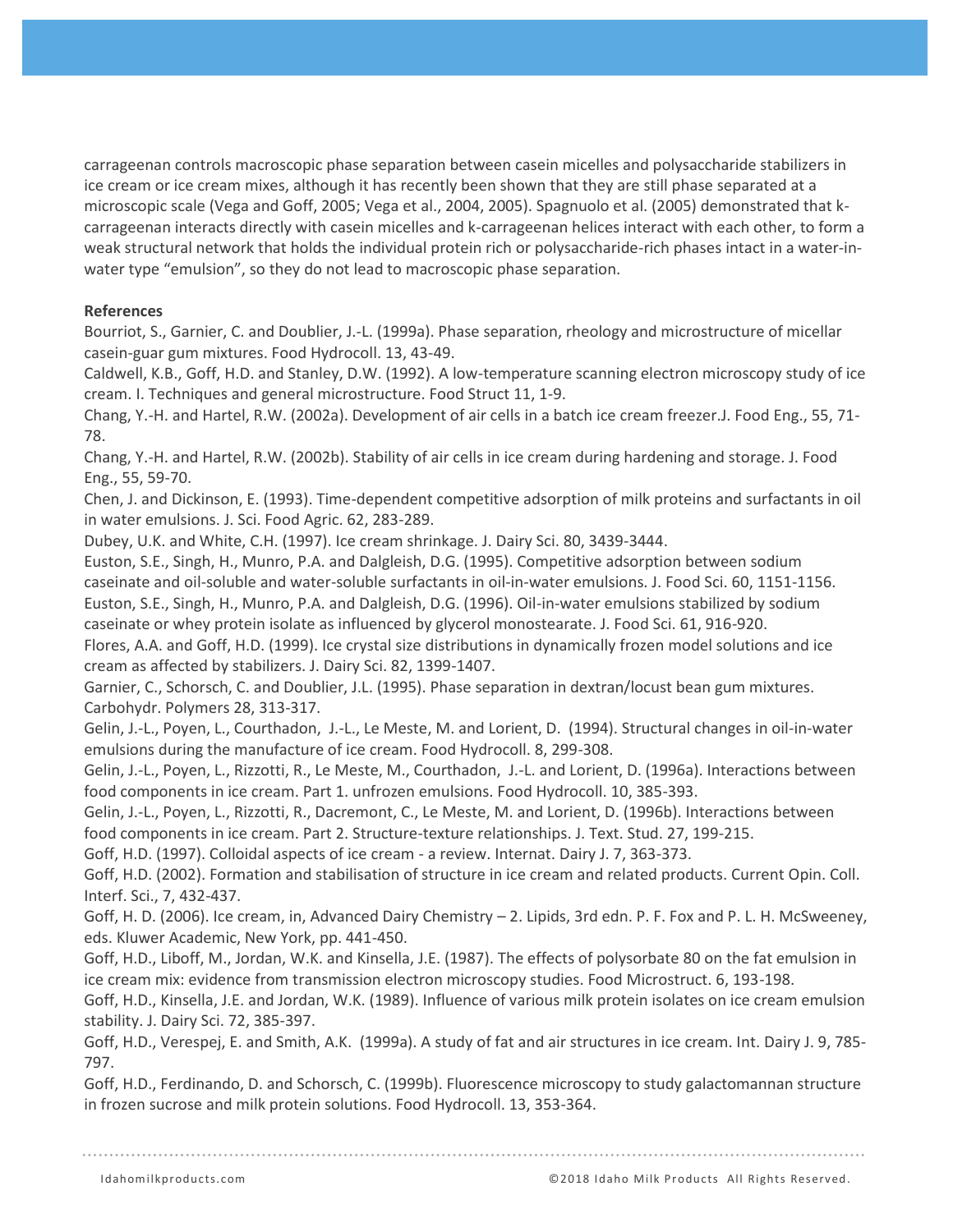carrageenan controls macroscopic phase separation between casein micelles and polysaccharide stabilizers in ice cream or ice cream mixes, although it has recently been shown that they are still phase separated at a microscopic scale (Vega and Goff, 2005; Vega et al., 2004, 2005). Spagnuolo et al. (2005) demonstrated that k-carrageenan interacts directly with casein micelles and k-carrageenan helices interact with each other, to form a weak structural network that holds the individual protein rich or polysaccharide-rich phases intact in a water-in-water type "emulsion", so they do not lead to macroscopic phase separation.

**References**

Bourriot, S., Garnier, C. and Doublier, J.-L. (1999a). Phase separation, rheology and microstructure of micellar casein-guar gum mixtures. Food Hydrocoll. 13, 43-49.

Caldwell, K.B., Goff, H.D. and Stanley, D.W. (1992). A low-temperature scanning electron microscopy study of ice cream. I. Techniques and general microstructure. Food Struct 11, 1-9.

Chang, Y.-H. and Hartel, R.W. (2002a). Development of air cells in a batch ice cream freezer.J. Food Eng., 55, 71-78.

Chang, Y.-H. and Hartel, R.W. (2002b). Stability of air cells in ice cream during hardening and storage. J. Food Eng., 55, 59-70.

Chen, J. and Dickinson, E. (1993). Time-dependent competitive adsorption of milk proteins and surfactants in oil in water emulsions. J. Sci. Food Agric. 62, 283-289.

Dubey, U.K. and White, C.H. (1997). Ice cream shrinkage. J. Dairy Sci. 80, 3439-3444.

Euston, S.E., Singh, H., Munro, P.A. and Dalgleish, D.G. (1995). Competitive adsorption between sodium caseinate and oil-soluble and water-soluble surfactants in oil-in-water emulsions. J. Food Sci. 60, 1151-1156.

Euston, S.E., Singh, H., Munro, P.A. and Dalgleish, D.G. (1996). Oil-in-water emulsions stabilized by sodium caseinate or whey protein isolate as influenced by glycerol monostearate. J. Food Sci. 61, 916-920.

Flores, A.A. and Goff, H.D. (1999). Ice crystal size distributions in dynamically frozen model solutions and ice cream as affected by stabilizers. J. Dairy Sci. 82, 1399-1407.

Garnier, C., Schorsch, C. and Doublier, J.L. (1995). Phase separation in dextran/locust bean gum mixtures. Carbohydr. Polymers 28, 313-317.

Gelin, J.-L., Poyen, L., Courthadon, J.-L., Le Meste, M. and Lorient, D. (1994). Structural changes in oil-in-water emulsions during the manufacture of ice cream. Food Hydrocoll. 8, 299-308.

Gelin, J.-L., Poyen, L., Rizzotti, R., Le Meste, M., Courthadon, J.-L. and Lorient, D. (1996a). Interactions between food components in ice cream. Part 1. unfrozen emulsions. Food Hydrocoll. 10, 385-393.

Gelin, J.-L., Poyen, L., Rizzotti, R., Dacremont, C., Le Meste, M. and Lorient, D. (1996b). Interactions between food components in ice cream. Part 2. Structure-texture relationships. J. Text. Stud. 27, 199-215.

Goff, H.D. (1997). Colloidal aspects of ice cream - a review. Internat. Dairy J. 7, 363-373.

Goff, H.D. (2002). Formation and stabilisation of structure in ice cream and related products. Current Opin. Coll. Interf. Sci., 7, 432-437.

Goff, H. D. (2006). Ice cream, in, Advanced Dairy Chemistry – 2. Lipids, 3rd edn. P. F. Fox and P. L. H. McSweeney, eds. Kluwer Academic, New York, pp. 441-450.

Goff, H.D., Liboff, M., Jordan, W.K. and Kinsella, J.E. (1987). The effects of polysorbate 80 on the fat emulsion in ice cream mix: evidence from transmission electron microscopy studies. Food Microstruct. 6, 193-198.

Goff, H.D., Kinsella, J.E. and Jordan, W.K. (1989). Influence of various milk protein isolates on ice cream emulsion stability. J. Dairy Sci. 72, 385-397.

Goff, H.D., Verespej, E. and Smith, A.K. (1999a). A study of fat and air structures in ice cream. Int. Dairy J. 9, 785-797.

Goff, H.D., Ferdinando, D. and Schorsch, C. (1999b). Fluorescence microscopy to study galactomannan structure in frozen sucrose and milk protein solutions. Food Hydrocoll. 13, 353-364.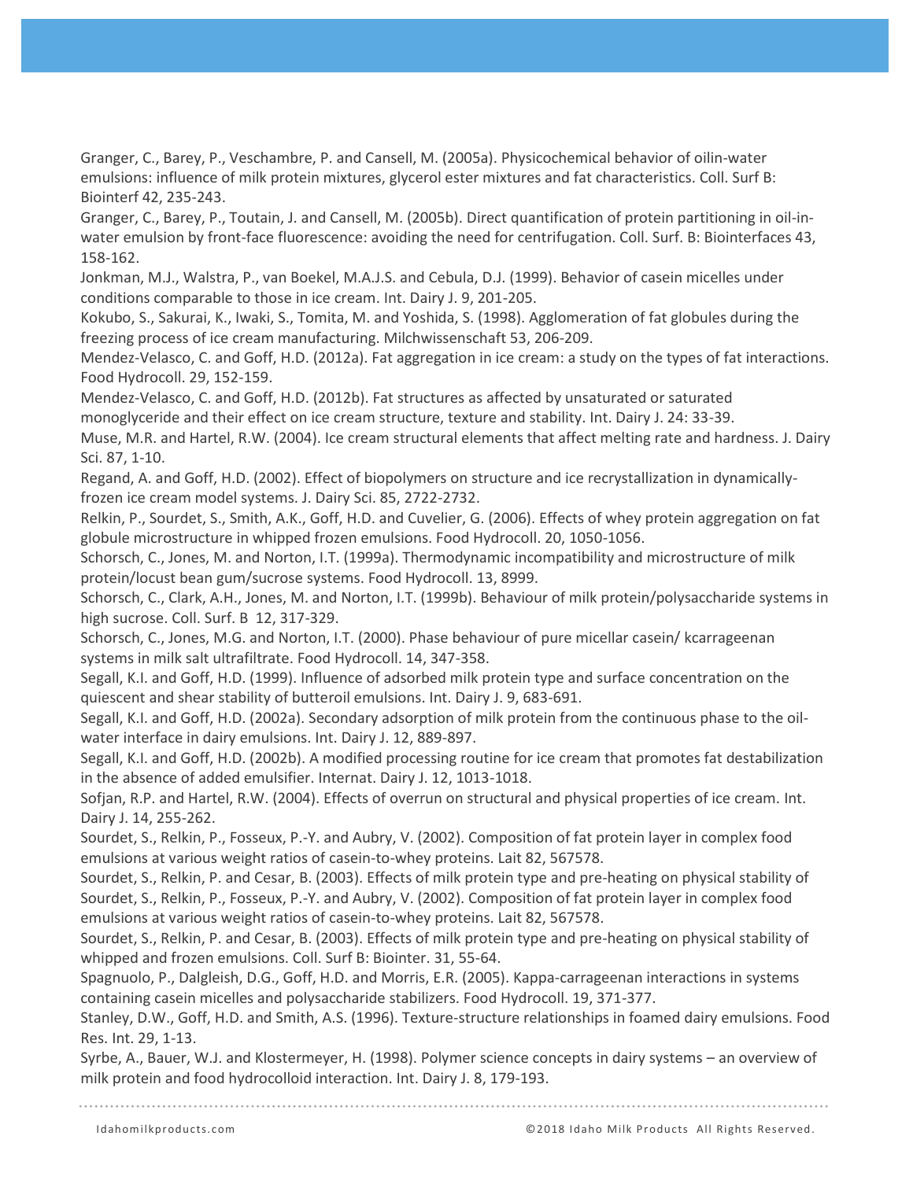Granger, C., Barey, P., Veschambre, P. and Cansell, M. (2005a). Physicochemical behavior of oilin-water emulsions: influence of milk protein mixtures, glycerol ester mixtures and fat characteristics. Coll. Surf B: Biointerf 42, 235-243.

Granger, C., Barey, P., Toutain, J. and Cansell, M. (2005b). Direct quantification of protein partitioning in oil-in-water emulsion by front-face fluorescence: avoiding the need for centrifugation. Coll. Surf. B: Biointerfaces 43, 158-162.

Jonkman, M.J., Walstra, P., van Boekel, M.A.J.S. and Cebula, D.J. (1999). Behavior of casein micelles under conditions comparable to those in ice cream. Int. Dairy J. 9, 201-205.

Kokubo, S., Sakurai, K., Iwaki, S., Tomita, M. and Yoshida, S. (1998). Agglomeration of fat globules during the freezing process of ice cream manufacturing. Milchwissenschaft 53, 206-209.

Mendez-Velasco, C. and Goff, H.D. (2012a). Fat aggregation in ice cream: a study on the types of fat interactions. Food Hydrocoll. 29, 152-159.

Mendez-Velasco, C. and Goff, H.D. (2012b). Fat structures as affected by unsaturated or saturated monoglyceride and their effect on ice cream structure, texture and stability. Int. Dairy J. 24: 33-39.

Muse, M.R. and Hartel, R.W. (2004). Ice cream structural elements that affect melting rate and hardness. J. Dairy Sci. 87, 1-10.

Regand, A. and Goff, H.D. (2002). Effect of biopolymers on structure and ice recrystallization in dynamically-frozen ice cream model systems. J. Dairy Sci. 85, 2722-2732.

Relkin, P., Sourdet, S., Smith, A.K., Goff, H.D. and Cuvelier, G. (2006). Effects of whey protein aggregation on fat globule microstructure in whipped frozen emulsions. Food Hydrocoll. 20, 1050-1056.

Schorsch, C., Jones, M. and Norton, I.T. (1999a). Thermodynamic incompatibility and microstructure of milk protein/locust bean gum/sucrose systems. Food Hydrocoll. 13, 8999.

Schorsch, C., Clark, A.H., Jones, M. and Norton, I.T. (1999b). Behaviour of milk protein/polysaccharide systems in high sucrose. Coll. Surf. B 12, 317-329.

Schorsch, C., Jones, M.G. and Norton, I.T. (2000). Phase behaviour of pure micellar casein/ kcarrageenan systems in milk salt ultrafiltrate. Food Hydrocoll. 14, 347-358.

Segall, K.I. and Goff, H.D. (1999). Influence of adsorbed milk protein type and surface concentration on the quiescent and shear stability of butteroil emulsions. Int. Dairy J. 9, 683-691.

Segall, K.I. and Goff, H.D. (2002a). Secondary adsorption of milk protein from the continuous phase to the oil-water interface in dairy emulsions. Int. Dairy J. 12, 889-897.

Segall, K.I. and Goff, H.D. (2002b). A modified processing routine for ice cream that promotes fat destabilization in the absence of added emulsifier. Internat. Dairy J. 12, 1013-1018.

Sofjan, R.P. and Hartel, R.W. (2004). Effects of overrun on structural and physical properties of ice cream. Int. Dairy J. 14, 255-262.

Sourdet, S., Relkin, P., Fosseux, P.-Y. and Aubry, V. (2002). Composition of fat protein layer in complex food emulsions at various weight ratios of casein-to-whey proteins. Lait 82, 567578.

Sourdet, S., Relkin, P. and Cesar, B. (2003). Effects of milk protein type and pre-heating on physical stability of Sourdet, S., Relkin, P., Fosseux, P.-Y. and Aubry, V. (2002). Composition of fat protein layer in complex food emulsions at various weight ratios of casein-to-whey proteins. Lait 82, 567578.

Sourdet, S., Relkin, P. and Cesar, B. (2003). Effects of milk protein type and pre-heating on physical stability of whipped and frozen emulsions. Coll Surf B: Biointer. 31, 55-64.

Spagnuolo, P., Dalgleish, D.G., Goff, H.D. and Morris, E.R. (2005). Kappa-carrageenan interactions in systems containing casein micelles and polysaccharide stabilizers. Food Hydrocoll. 19, 371-377.

Stanley, D.W., Goff, H.D. and Smith, A.S. (1996). Texture-structure relationships in foamed dairy emulsions. Food Res. Int. 29, 1-13.

Syrbe, A., Bauer, W.J. and Klostermeyer, H. (1998). Polymer science concepts in dairy systems – an overview of milk protein and food hydrocolloid interaction. Int. Dairy J. 8, 179-193.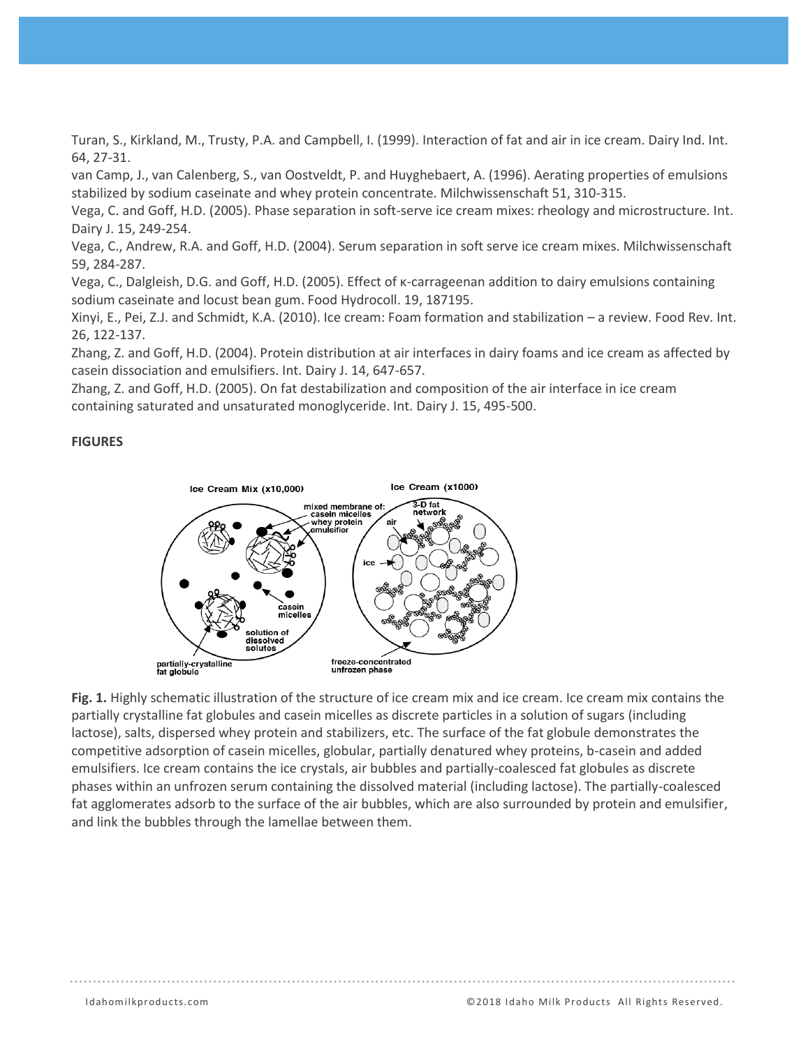Turan, S., Kirkland, M., Trusty, P.A. and Campbell, I. (1999). Interaction of fat and air in ice cream. Dairy Ind. Int. 64, 27-31.

van Camp, J., van Calenberg, S., van Oostveldt, P. and Huyghebaert, A. (1996). Aerating properties of emulsions stabilized by sodium caseinate and whey protein concentrate. Milchwissenschaft 51, 310-315.

Vega, C. and Goff, H.D. (2005). Phase separation in soft-serve ice cream mixes: rheology and microstructure. Int. Dairy J. 15, 249-254.

Vega, C., Andrew, R.A. and Goff, H.D. (2004). Serum separation in soft serve ice cream mixes. Milchwissenschaft 59, 284-287.

Vega, C., Dalgleish, D.G. and Goff, H.D. (2005). Effect of κ-carrageenan addition to dairy emulsions containing sodium caseinate and locust bean gum. Food Hydrocoll. 19, 187195.

Xinyi, E., Pei, Z.J. and Schmidt, K.A. (2010). Ice cream: Foam formation and stabilization – a review. Food Rev. Int. 26, 122-137.

Zhang, Z. and Goff, H.D. (2004). Protein distribution at air interfaces in dairy foams and ice cream as affected by casein dissociation and emulsifiers. Int. Dairy J. 14, 647-657.

Zhang, Z. and Goff, H.D. (2005). On fat destabilization and composition of the air interface in ice cream containing saturated and unsaturated monoglyceride. Int. Dairy J. 15, 495-500.

**FIGURES**

**Fig. 1.** Highly schematic illustration of the structure of ice cream mix and ice cream. Ice cream mix contains the partially crystalline fat globules and casein micelles as discrete particles in a solution of sugars (including lactose), salts, dispersed whey protein and stabilizers, etc. The surface of the fat globule demonstrates the competitive adsorption of casein micelles, globular, partially denatured whey proteins, b-casein and added emulsifiers. Ice cream contains the ice crystals, air bubbles and partially-coalesced fat globules as discrete phases within an unfrozen serum containing the dissolved material (including lactose). The partially-coalesced fat agglomerates adsorb to the surface of the air bubbles, which are also surrounded by protein and emulsifier, and link the bubbles through the lamellae between them.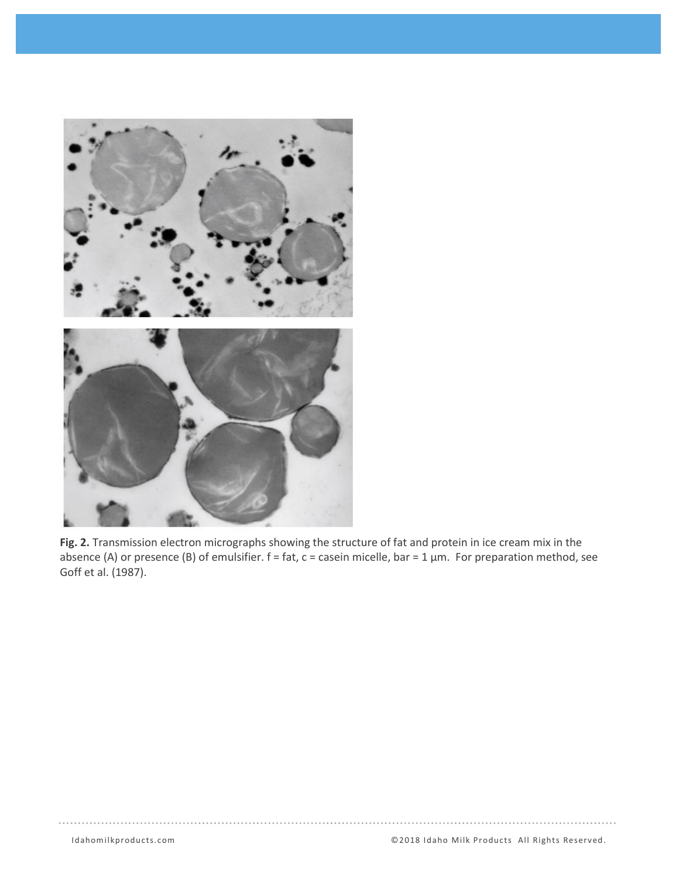**Fig. 2.** Transmission electron micrographs showing the structure of fat and protein in ice cream mix in the absence (A) or presence (B) of emulsifier. f = fat, c = casein micelle, bar = 1 µm. For preparation method, see Goff et al. (1987).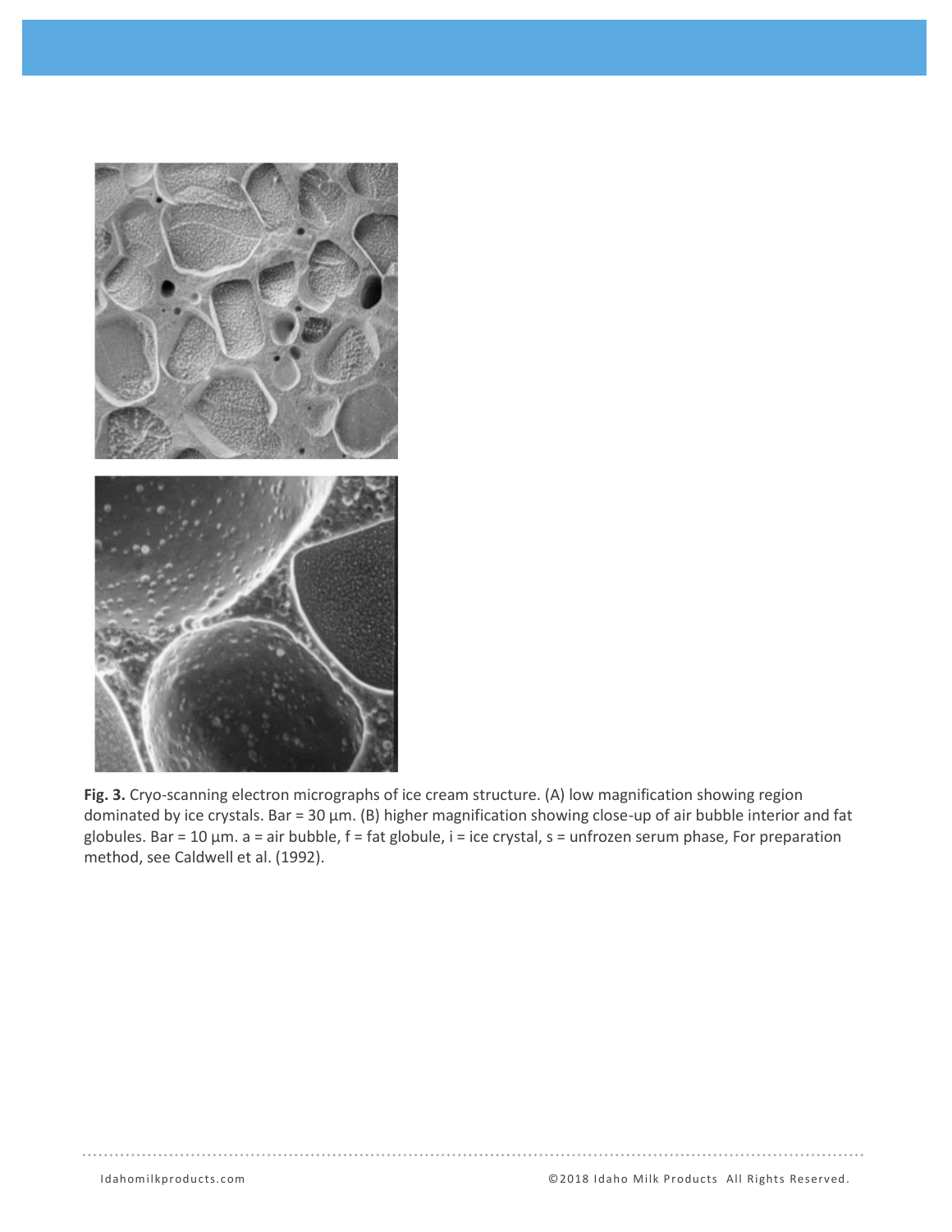**Fig. 3.** Cryo-scanning electron micrographs of ice cream structure. (A) low magnification showing region dominated by ice crystals. Bar = 30 µm. (B) higher magnification showing close-up of air bubble interior and fat globules. Bar = 10 µm. a = air bubble, f = fat globule, i = ice crystal, s = unfrozen serum phase, For preparation method, see Caldwell et al. (1992).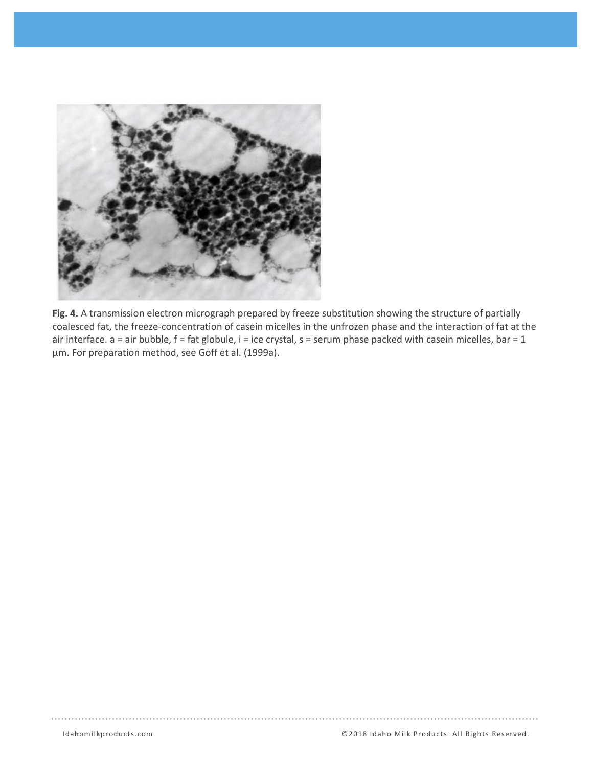**Fig. 4.** A transmission electron micrograph prepared by freeze substitution showing the structure of partially coalesced fat, the freeze-concentration of casein micelles in the unfrozen phase and the interaction of fat at the air interface. a = air bubble, f = fat globule, i = ice crystal, s = serum phase packed with casein micelles, bar = 1 µm. For preparation method, see Goff et al. (1999a).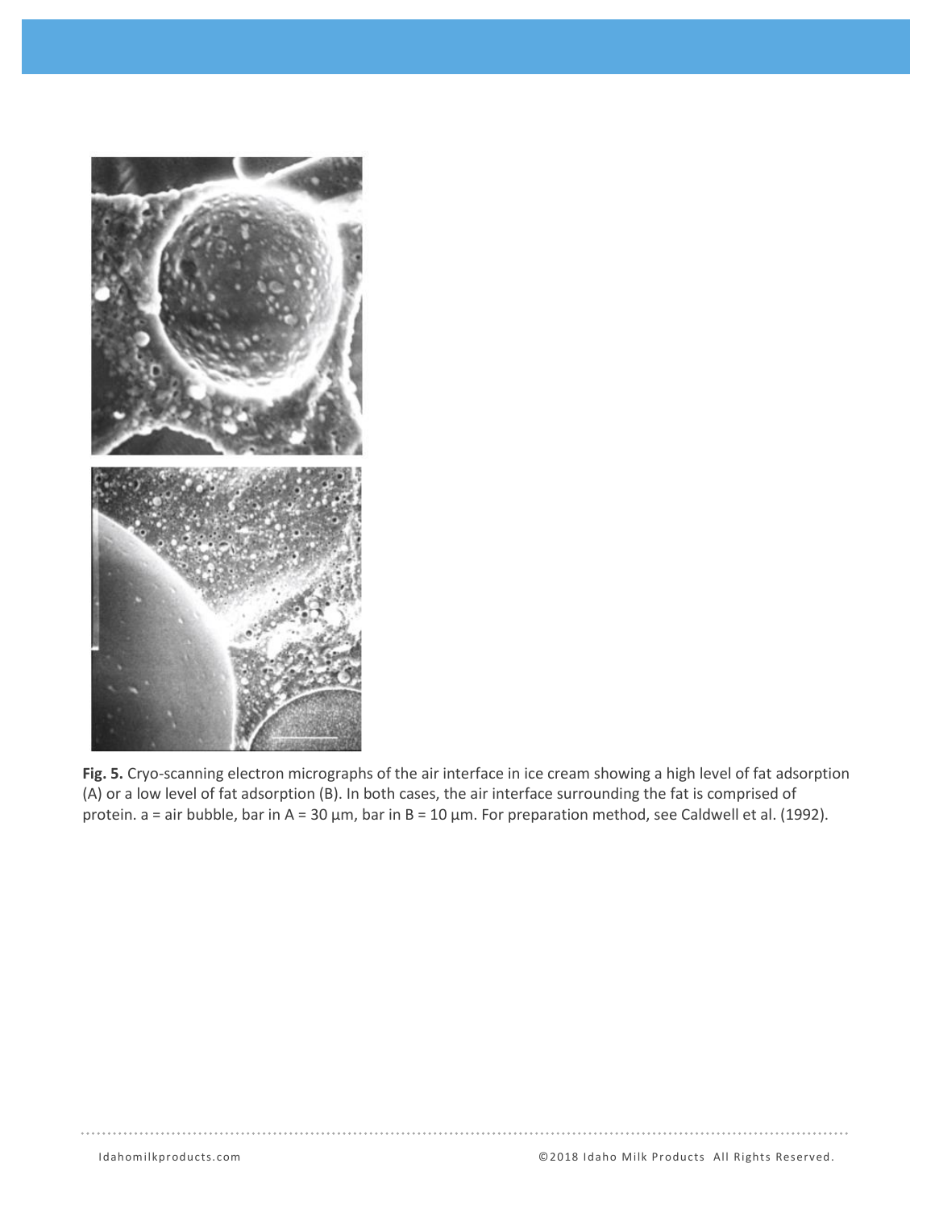**Fig. 5.** Cryo-scanning electron micrographs of the air interface in ice cream showing a high level of fat adsorption (A) or a low level of fat adsorption (B). In both cases, the air interface surrounding the fat is comprised of protein. a = air bubble, bar in A = 30 µm, bar in B = 10 µm. For preparation method, see Caldwell et al. (1992).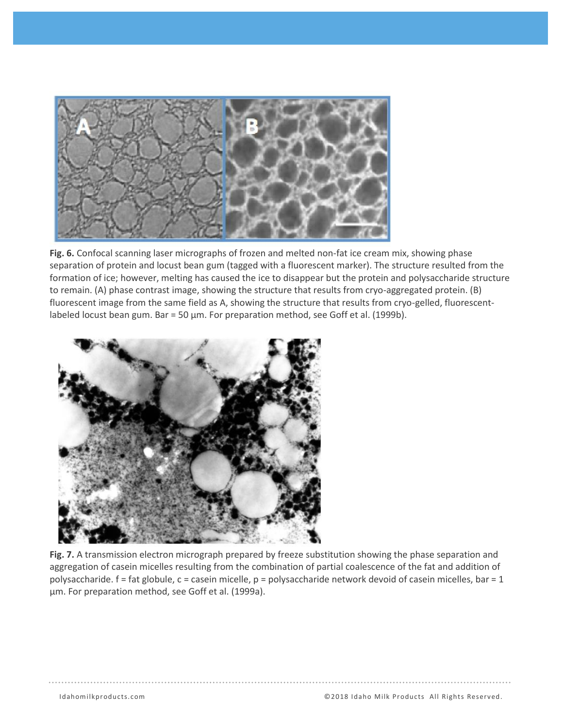**Fig. 6.** Confocal scanning laser micrographs of frozen and melted non-fat ice cream mix, showing phase separation of protein and locust bean gum (tagged with a fluorescent marker). The structure resulted from the formation of ice; however, melting has caused the ice to disappear but the protein and polysaccharide structure to remain. (A) phase contrast image, showing the structure that results from cryo-aggregated protein. (B) fluorescent image from the same field as A, showing the structure that results from cryo-gelled, fluorescent-labeled locust bean gum. Bar = 50 µm. For preparation method, see Goff et al. (1999b).

**Fig. 7.** A transmission electron micrograph prepared by freeze substitution showing the phase separation and aggregation of casein micelles resulting from the combination of partial coalescence of the fat and addition of polysaccharide. f = fat globule, c = casein micelle, p = polysaccharide network devoid of casein micelles, bar = 1 µm. For preparation method, see Goff et al. (1999a).